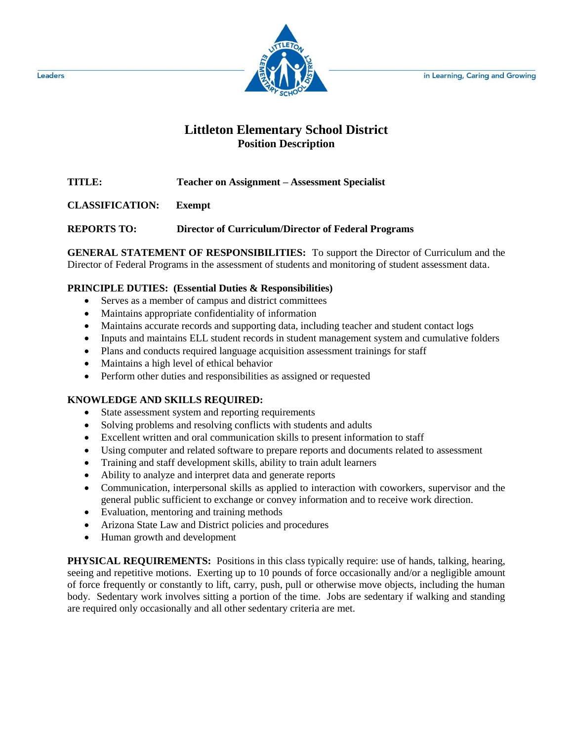Leaders — in Learning, Caring and Growing

# Littleton Elementary School District

## Position Description

**TITLE:** **Teacher on Assignment – Assessment Specialist**

**CLASSIFICATION:** **Exempt**

**REPORTS TO:** **Director of Curriculum/Director of Federal Programs**

**GENERAL STATEMENT OF RESPONSIBILITIES:** To support the Director of Curriculum and the Director of Federal Programs in the assessment of students and monitoring of student assessment data.

**PRINCIPLE DUTIES: (Essential Duties & Responsibilities)**

- Serves as a member of campus and district committees
- Maintains appropriate confidentiality of information
- Maintains accurate records and supporting data, including teacher and student contact logs
- Inputs and maintains ELL student records in student management system and cumulative folders
- Plans and conducts required language acquisition assessment trainings for staff
- Maintains a high level of ethical behavior
- Perform other duties and responsibilities as assigned or requested

**KNOWLEDGE AND SKILLS REQUIRED:**

- State assessment system and reporting requirements
- Solving problems and resolving conflicts with students and adults
- Excellent written and oral communication skills to present information to staff
- Using computer and related software to prepare reports and documents related to assessment
- Training and staff development skills, ability to train adult learners
- Ability to analyze and interpret data and generate reports
- Communication, interpersonal skills as applied to interaction with coworkers, supervisor and the general public sufficient to exchange or convey information and to receive work direction.
- Evaluation, mentoring and training methods
- Arizona State Law and District policies and procedures
- Human growth and development

**PHYSICAL REQUIREMENTS:** Positions in this class typically require: use of hands, talking, hearing, seeing and repetitive motions. Exerting up to 10 pounds of force occasionally and/or a negligible amount of force frequently or constantly to lift, carry, push, pull or otherwise move objects, including the human body. Sedentary work involves sitting a portion of the time. Jobs are sedentary if walking and standing are required only occasionally and all other sedentary criteria are met.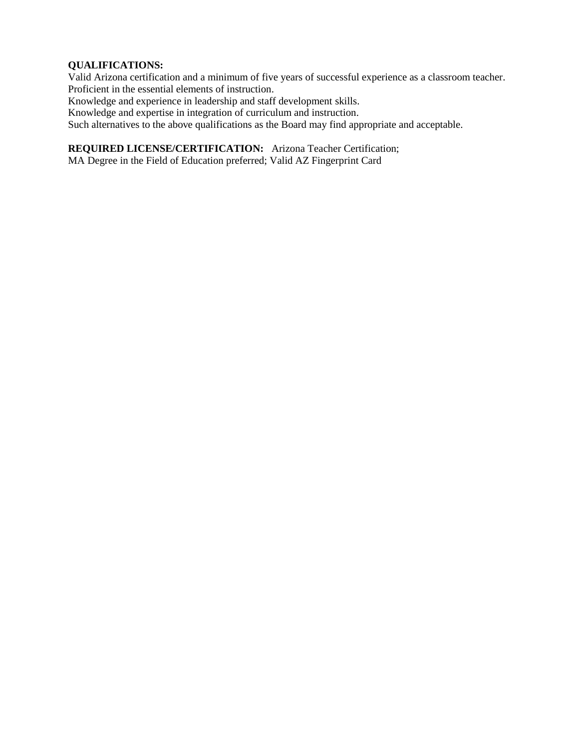**QUALIFICATIONS:**
Valid Arizona certification and a minimum of five years of successful experience as a classroom teacher.
Proficient in the essential elements of instruction.
Knowledge and experience in leadership and staff development skills.
Knowledge and expertise in integration of curriculum and instruction.
Such alternatives to the above qualifications as the Board may find appropriate and acceptable.

**REQUIRED LICENSE/CERTIFICATION:** Arizona Teacher Certification;
MA Degree in the Field of Education preferred; Valid AZ Fingerprint Card